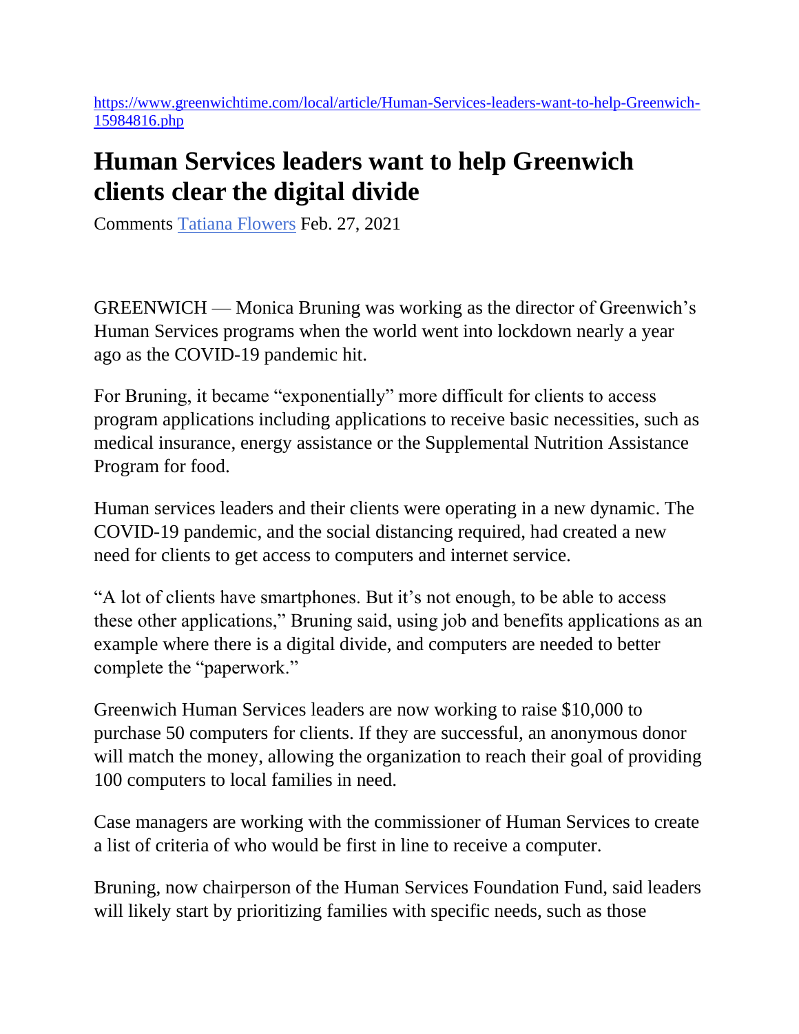https://www.greenwichtime.com/local/article/Human-Services-leaders-want-to-help-Greenwich-15984816.php

# Human Services leaders want to help Greenwich clients clear the digital divide

Comments Tatiana Flowers Feb. 27, 2021

GREENWICH — Monica Bruning was working as the director of Greenwich's Human Services programs when the world went into lockdown nearly a year ago as the COVID-19 pandemic hit.

For Bruning, it became "exponentially" more difficult for clients to access program applications including applications to receive basic necessities, such as medical insurance, energy assistance or the Supplemental Nutrition Assistance Program for food.

Human services leaders and their clients were operating in a new dynamic. The COVID-19 pandemic, and the social distancing required, had created a new need for clients to get access to computers and internet service.

"A lot of clients have smartphones. But it's not enough, to be able to access these other applications," Bruning said, using job and benefits applications as an example where there is a digital divide, and computers are needed to better complete the "paperwork."

Greenwich Human Services leaders are now working to raise $10,000 to purchase 50 computers for clients. If they are successful, an anonymous donor will match the money, allowing the organization to reach their goal of providing 100 computers to local families in need.

Case managers are working with the commissioner of Human Services to create a list of criteria of who would be first in line to receive a computer.

Bruning, now chairperson of the Human Services Foundation Fund, said leaders will likely start by prioritizing families with specific needs, such as those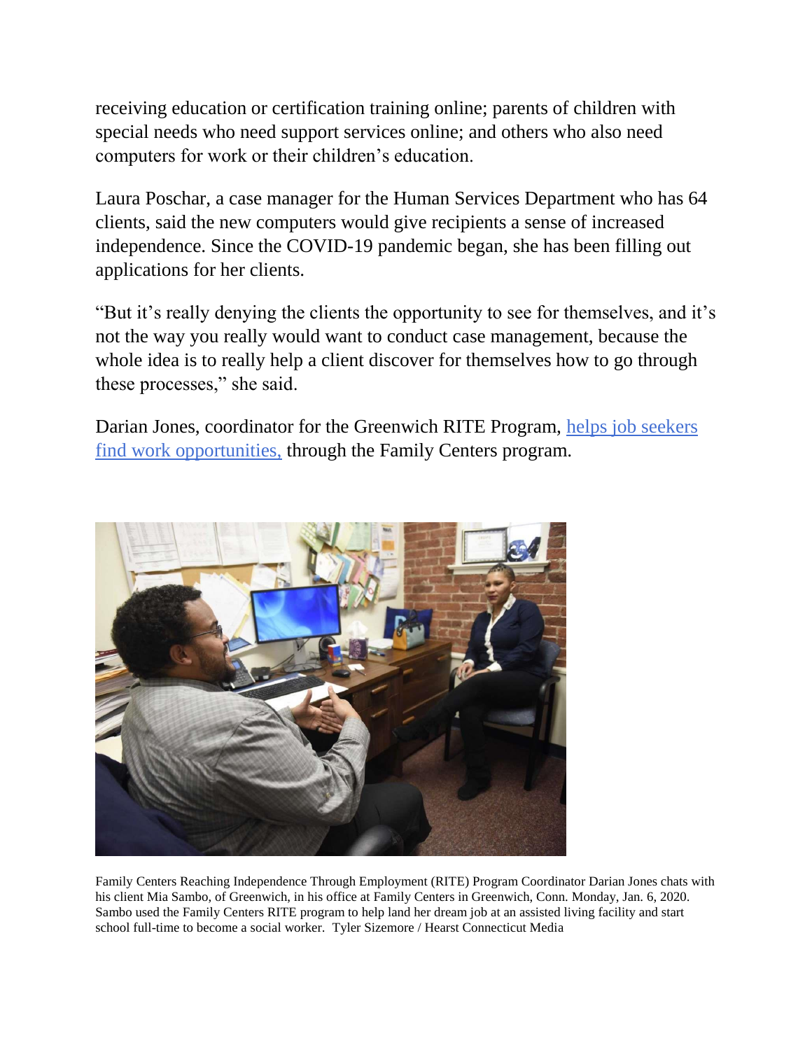receiving education or certification training online; parents of children with special needs who need support services online; and others who also need computers for work or their children's education.

Laura Poschar, a case manager for the Human Services Department who has 64 clients, said the new computers would give recipients a sense of increased independence. Since the COVID-19 pandemic began, she has been filling out applications for her clients.

"But it's really denying the clients the opportunity to see for themselves, and it's not the way you really would want to conduct case management, because the whole idea is to really help a client discover for themselves how to go through these processes," she said.

Darian Jones, coordinator for the Greenwich RITE Program, helps job seekers find work opportunities, through the Family Centers program.

Family Centers Reaching Independence Through Employment (RITE) Program Coordinator Darian Jones chats with his client Mia Sambo, of Greenwich, in his office at Family Centers in Greenwich, Conn. Monday, Jan. 6, 2020. Sambo used the Family Centers RITE program to help land her dream job at an assisted living facility and start school full-time to become a social worker. Tyler Sizemore / Hearst Connecticut Media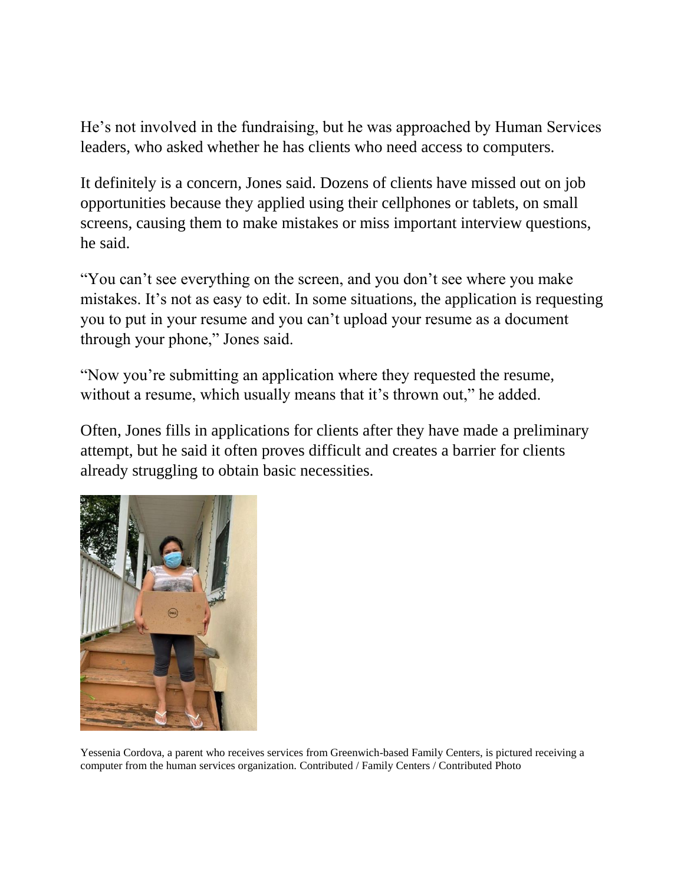He's not involved in the fundraising, but he was approached by Human Services leaders, who asked whether he has clients who need access to computers.

It definitely is a concern, Jones said. Dozens of clients have missed out on job opportunities because they applied using their cellphones or tablets, on small screens, causing them to make mistakes or miss important interview questions, he said.

"You can't see everything on the screen, and you don't see where you make mistakes. It's not as easy to edit. In some situations, the application is requesting you to put in your resume and you can't upload your resume as a document through your phone," Jones said.

"Now you're submitting an application where they requested the resume, without a resume, which usually means that it's thrown out," he added.

Often, Jones fills in applications for clients after they have made a preliminary attempt, but he said it often proves difficult and creates a barrier for clients already struggling to obtain basic necessities.

Yessenia Cordova, a parent who receives services from Greenwich-based Family Centers, is pictured receiving a computer from the human services organization. Contributed / Family Centers / Contributed Photo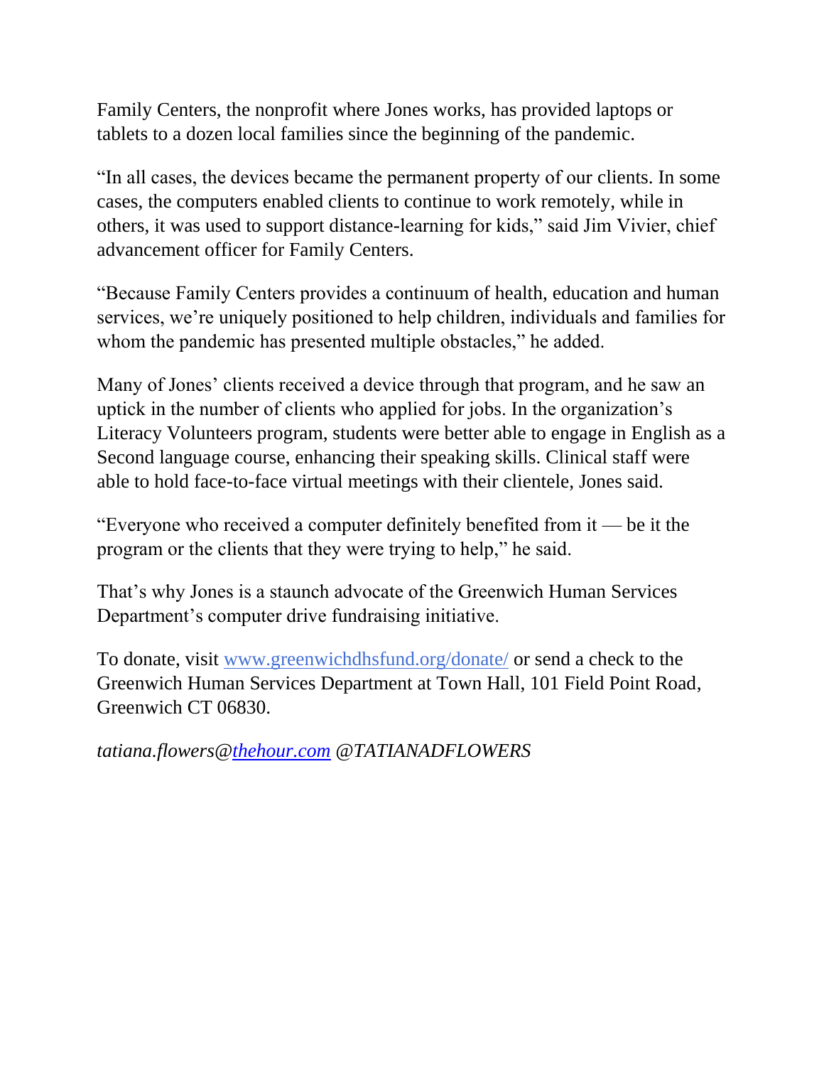Family Centers, the nonprofit where Jones works, has provided laptops or tablets to a dozen local families since the beginning of the pandemic.

"In all cases, the devices became the permanent property of our clients. In some cases, the computers enabled clients to continue to work remotely, while in others, it was used to support distance-learning for kids," said Jim Vivier, chief advancement officer for Family Centers.

"Because Family Centers provides a continuum of health, education and human services, we're uniquely positioned to help children, individuals and families for whom the pandemic has presented multiple obstacles," he added.

Many of Jones' clients received a device through that program, and he saw an uptick in the number of clients who applied for jobs. In the organization's Literacy Volunteers program, students were better able to engage in English as a Second language course, enhancing their speaking skills. Clinical staff were able to hold face-to-face virtual meetings with their clientele, Jones said.

"Everyone who received a computer definitely benefited from it — be it the program or the clients that they were trying to help," he said.

That's why Jones is a staunch advocate of the Greenwich Human Services Department's computer drive fundraising initiative.

To donate, visit [www.greenwichdhsfund.org/donate/](www.greenwichdhsfund.org/donate/) or send a check to the Greenwich Human Services Department at Town Hall, 101 Field Point Road, Greenwich CT 06830.

*tatiana.flowers@[thehour.com](thehour.com) @TATIANADFLOWERS*